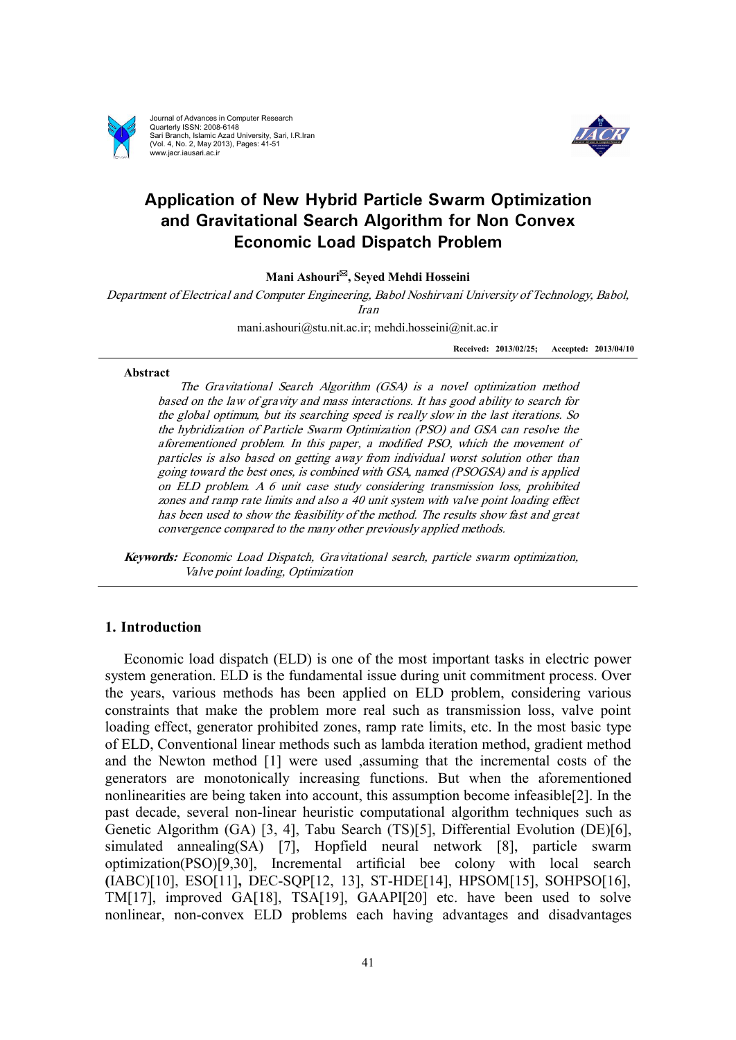# Application of New Hybrid Particle Swarm Optimization and Gravitational Search Algorithm for Non Convex Economic Load Dispatch Problem

**Mani Ashouri✉, Seyed Mehdi Hosseini**

*Department of Electrical and Computer Engineering, Babol Noshirvani University of Technology, Babol, Iran*

mani.ashouri@stu.nit.ac.ir; mehdi.hosseini@nit.ac.ir

**Received: 2013/02/25; Accepted: 2013/04/10**

---

**Abstract**

*The Gravitational Search Algorithm (GSA) is a novel optimization method based on the law of gravity and mass interactions. It has good ability to search for the global optimum, but its searching speed is really slow in the last iterations. So the hybridization of Particle Swarm Optimization (PSO) and GSA can resolve the aforementioned problem. In this paper, a modified PSO, which the movement of particles is also based on getting away from individual worst solution other than going toward the best ones, is combined with GSA, named (PSOGSA) and is applied on ELD problem. A 6 unit case study considering transmission loss, prohibited zones and ramp rate limits and also a 40 unit system with valve point loading effect has been used to show the feasibility of the method. The results show fast and great convergence compared to the many other previously applied methods.*

***Keywords:*** *Economic Load Dispatch, Gravitational search, particle swarm optimization, Valve point loading, Optimization*

---

## 1. Introduction

Economic load dispatch (ELD) is one of the most important tasks in electric power system generation. ELD is the fundamental issue during unit commitment process. Over the years, various methods has been applied on ELD problem, considering various constraints that make the problem more real such as transmission loss, valve point loading effect, generator prohibited zones, ramp rate limits, etc. In the most basic type of ELD, Conventional linear methods such as lambda iteration method, gradient method and the Newton method [1] were used ,assuming that the incremental costs of the generators are monotonically increasing functions. But when the aforementioned nonlinearities are being taken into account, this assumption become infeasible[2]. In the past decade, several non-linear heuristic computational algorithm techniques such as Genetic Algorithm (GA) [3, 4], Tabu Search (TS)[5], Differential Evolution (DE)[6], simulated annealing(SA) [7], Hopfield neural network [8], particle swarm optimization(PSO)[9,30], Incremental artificial bee colony with local search **(**IABC)[10], ESO[11]**,** DEC-SQP[12, 13], ST-HDE[14], HPSOM[15], SOHPSO[16], TM[17], improved GA[18], TSA[19], GAAPI[20] etc. have been used to solve nonlinear, non-convex ELD problems each having advantages and disadvantages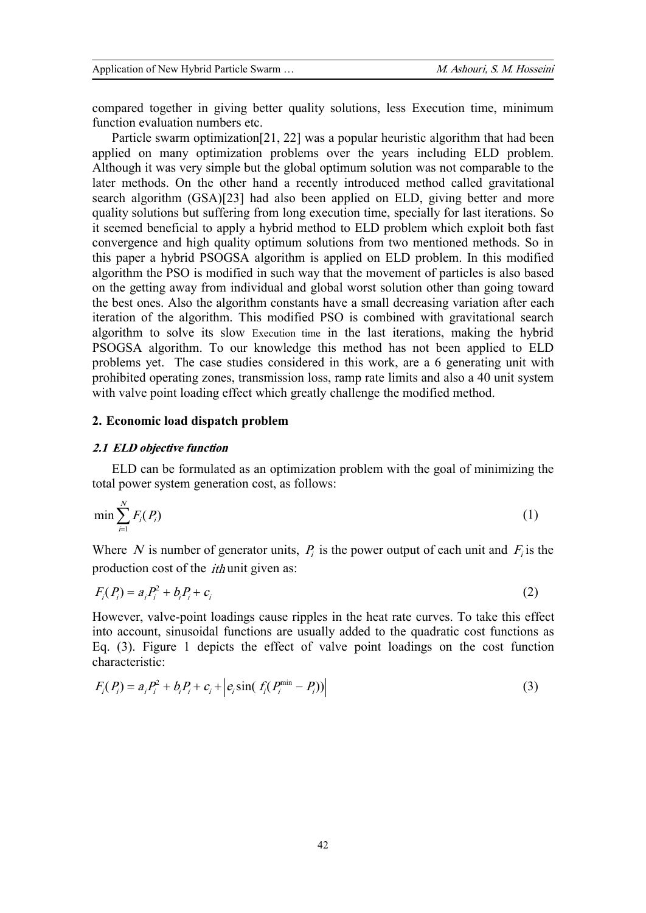compared together in giving better quality solutions, less Execution time, minimum function evaluation numbers etc.

Particle swarm optimization[21, 22] was a popular heuristic algorithm that had been applied on many optimization problems over the years including ELD problem. Although it was very simple but the global optimum solution was not comparable to the later methods. On the other hand a recently introduced method called gravitational search algorithm (GSA)[23] had also been applied on ELD, giving better and more quality solutions but suffering from long execution time, specially for last iterations. So it seemed beneficial to apply a hybrid method to ELD problem which exploit both fast convergence and high quality optimum solutions from two mentioned methods. So in this paper a hybrid PSOGSA algorithm is applied on ELD problem. In this modified algorithm the PSO is modified in such way that the movement of particles is also based on the getting away from individual and global worst solution other than going toward the best ones. Also the algorithm constants have a small decreasing variation after each iteration of the algorithm. This modified PSO is combined with gravitational search algorithm to solve its slow Execution time in the last iterations, making the hybrid PSOGSA algorithm. To our knowledge this method has not been applied to ELD problems yet. The case studies considered in this work, are a 6 generating unit with prohibited operating zones, transmission loss, ramp rate limits and also a 40 unit system with valve point loading effect which greatly challenge the modified method.

## 2. Economic load dispatch problem

### *2.1 ELD objective function*

ELD can be formulated as an optimization problem with the goal of minimizing the total power system generation cost, as follows:

$$\min \sum_{i=1}^{N} F_i(P_i) \tag{1}$$

Where $N$ is number of generator units, $P_i$ is the power output of each unit and $F_i$ is the production cost of the $ith$ unit given as:

$$F_i(P_i) = a_i P_i^2 + b_i P_i + c_i \tag{2}$$

However, valve-point loadings cause ripples in the heat rate curves. To take this effect into account, sinusoidal functions are usually added to the quadratic cost functions as Eq. (3). Figure 1 depicts the effect of valve point loadings on the cost function characteristic:

$$F_i(P_i) = a_i P_i^2 + b_i P_i + c_i + \left| e_i \sin( f_i (P_i^{\min} - P_i)) \right| \tag{3}$$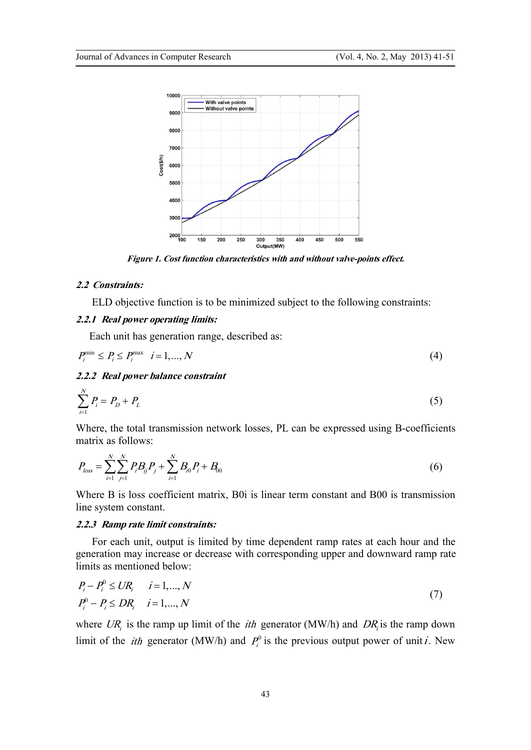*Figure 1. Cost function characteristics with and without valve-points effect.*

### *2.2 Constraints:*

ELD objective function is to be minimized subject to the following constraints:

#### *2.2.1 Real power operating limits:*

Each unit has generation range, described as:

$$P_i^{\min} \leq P_i \leq P_i^{\max} \quad i = 1, ..., N \tag{4}$$

#### *2.2.2 Real power balance constraint*

$$\sum_{i=1}^{N} P_i = P_D + P_L \tag{5}$$

Where, the total transmission network losses, PL can be expressed using B-coefficients matrix as follows:

$$P_{loss} = \sum_{i=1}^{N} \sum_{j=1}^{N} P_i B_{ij} P_j + \sum_{i=1}^{N} B_{i0} P_i + B_{00} \tag{6}$$

Where B is loss coefficient matrix, B0i is linear term constant and B00 is transmission line system constant.

#### *2.2.3 Ramp rate limit constraints:*

For each unit, output is limited by time dependent ramp rates at each hour and the generation may increase or decrease with corresponding upper and downward ramp rate limits as mentioned below:

$$\begin{aligned} P_i - P_i^0 &\leq UR_i \quad i = 1, ..., N \\ P_i^0 - P_i &\leq DR_i \quad i = 1, ..., N \end{aligned} \tag{7}$$

where $UR_i$ is the ramp up limit of the $ith$ generator (MW/h) and $DR_i$ is the ramp down limit of the $ith$ generator (MW/h) and $P_i^0$ is the previous output power of unit $i$. New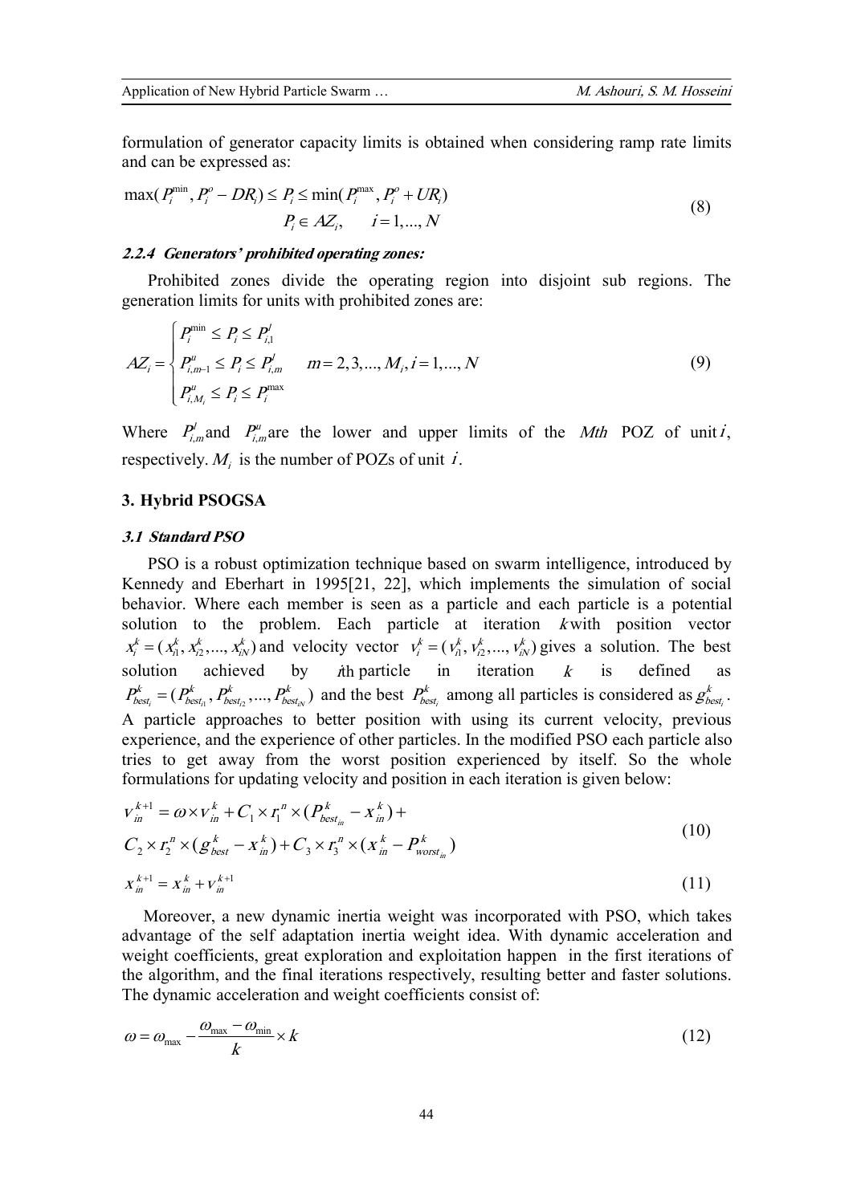formulation of generator capacity limits is obtained when considering ramp rate limits and can be expressed as:

$$\max(P_i^{\min}, P_i^o - DR_i) \le P_i \le \min(P_i^{\max}, P_i^o + UR_i)$$
$$P_i \in AZ_i, \quad i = 1,..., N \tag{8}$$

#### 2.2.4 Generators' prohibited operating zones:

Prohibited zones divide the operating region into disjoint sub regions. The generation limits for units with prohibited zones are:

$$AZ_i = \begin{cases} P_i^{\min} \le P_i \le P_{i,1}^l \\ P_{i,m-1}^u \le P_i \le P_{i,m}^l \qquad m = 2,3,..., M_i, i = 1,..., N \\ P_{i,M_i}^u \le P_i \le P_i^{\max} \end{cases} \tag{9}$$

Where $P_{i,m}^l$ and $P_{i,m}^u$ are the lower and upper limits of the *Mth* POZ of unit $i$, respectively. $M_i$ is the number of POZs of unit $i$.

## 3. Hybrid PSOGSA

### 3.1 Standard PSO

PSO is a robust optimization technique based on swarm intelligence, introduced by Kennedy and Eberhart in 1995[21, 22], which implements the simulation of social behavior. Where each member is seen as a particle and each particle is a potential solution to the problem. Each particle at iteration $k$ with position vector $x_i^k = (x_{i1}^k, x_{i2}^k,..., x_{iN}^k)$ and velocity vector $v_i^k = (v_{i1}^k, v_{i2}^k,..., v_{iN}^k)$ gives a solution. The best solution achieved by $i$th particle in iteration $k$ is defined as $P_{best_i}^k = (P_{best_{i1}}^k, P_{best_{i2}}^k,..., P_{best_{iN}}^k)$ and the best $P_{best_i}^k$ among all particles is considered as $g_{best_i}^k$. A particle approaches to better position with using its current velocity, previous experience, and the experience of other particles. In the modified PSO each particle also tries to get away from the worst position experienced by itself. So the whole formulations for updating velocity and position in each iteration is given below:

$$v_{in}^{k+1} = \omega \times v_{in}^k + C_1 \times r_1^n \times (P_{best_{in}}^k - x_{in}^k) +$$
$$C_2 \times r_2^n \times (g_{best}^k - x_{in}^k) + C_3 \times r_3^n \times (x_{in}^k - P_{worst_{in}}^k) \tag{10}$$

$$x_{in}^{k+1} = x_{in}^k + v_{in}^{k+1} \tag{11}$$

Moreover, a new dynamic inertia weight was incorporated with PSO, which takes advantage of the self adaptation inertia weight idea. With dynamic acceleration and weight coefficients, great exploration and exploitation happen in the first iterations of the algorithm, and the final iterations respectively, resulting better and faster solutions. The dynamic acceleration and weight coefficients consist of:

$$\omega = \omega_{\max} - \frac{\omega_{\max} - \omega_{\min}}{k} \times k \tag{12}$$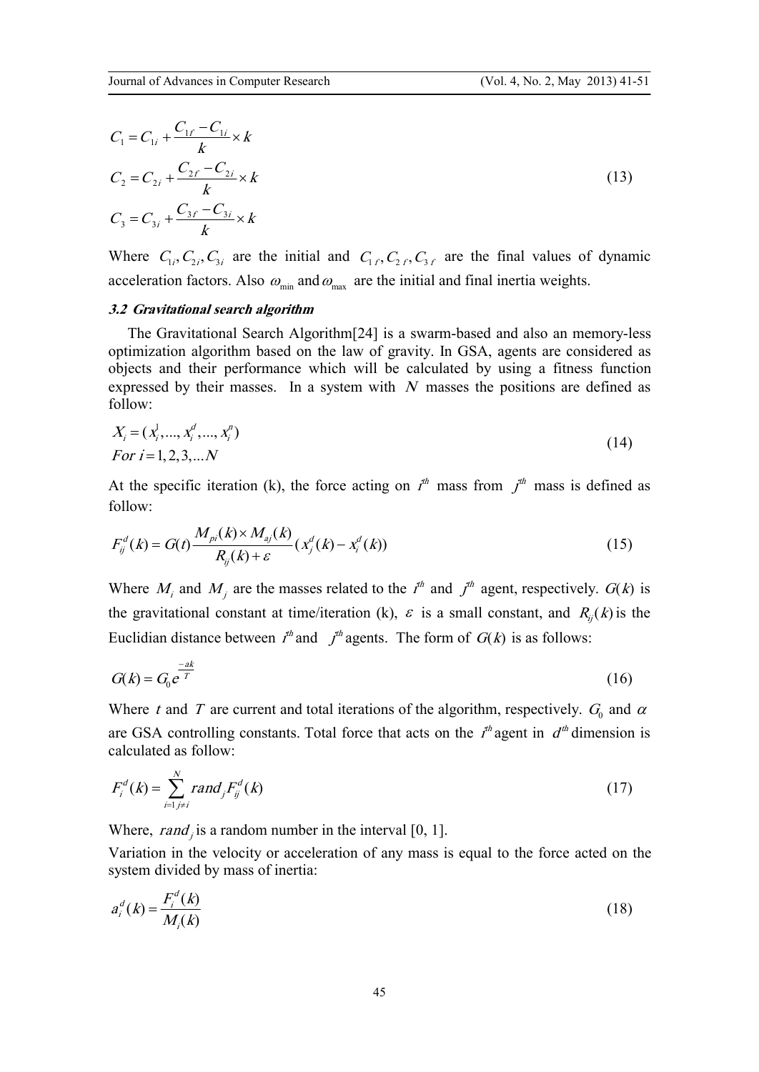$$
\begin{aligned}
C_1 &= C_{1i} + \frac{C_{1f} - C_{1i}}{k} \times k \\
C_2 &= C_{2i} + \frac{C_{2f} - C_{2i}}{k} \times k \\
C_3 &= C_{3i} + \frac{C_{3f} - C_{3i}}{k} \times k
\end{aligned}
\tag{13}
$$

Where $C_{1i}, C_{2i}, C_{3i}$ are the initial and $C_{1f}, C_{2f}, C_{3f}$ are the final values of dynamic acceleration factors. Also $\omega_{\min}$ and $\omega_{\max}$ are the initial and final inertia weights.

### *3.2 Gravitational search algorithm*

The Gravitational Search Algorithm[24] is a swarm-based and also an memory-less optimization algorithm based on the law of gravity. In GSA, agents are considered as objects and their performance which will be calculated by using a fitness function expressed by their masses. In a system with $N$ masses the positions are defined as follow:

$$
\begin{aligned}
&X_i = (x_i^1, ..., x_i^d, ..., x_i^n) \\
&For\ i = 1, 2, 3, ...N
\end{aligned}
\tag{14}
$$

At the specific iteration (k), the force acting on $i^{th}$ mass from $j^{th}$ mass is defined as follow:

$$
F_{ij}^d(k) = G(t)\frac{M_{pi}(k) \times M_{aj}(k)}{R_{ij}(k) + \varepsilon}(x_j^d(k) - x_i^d(k))
\tag{15}
$$

Where $M_i$ and $M_j$ are the masses related to the $i^{th}$ and $j^{th}$ agent, respectively. $G(k)$ is the gravitational constant at time/iteration (k), $\varepsilon$ is a small constant, and $R_{ij}(k)$ is the Euclidian distance between $i^{th}$ and $j^{th}$ agents. The form of $G(k)$ is as follows:

$$
G(k) = G_0 e^{\frac{-ak}{T}}
\tag{16}
$$

Where $t$ and $T$ are current and total iterations of the algorithm, respectively. $G_0$ and $\alpha$ are GSA controlling constants. Total force that acts on the $i^{th}$ agent in $d^{th}$ dimension is calculated as follow:

$$
F_i^d(k) = \sum_{i=1\, j \neq i}^{N} rand_j F_{ij}^d(k)
\tag{17}
$$

Where, $rand_j$ is a random number in the interval [0, 1].

Variation in the velocity or acceleration of any mass is equal to the force acted on the system divided by mass of inertia:

$$
a_i^d(k) = \frac{F_i^d(k)}{M_i(k)}
\tag{18}
$$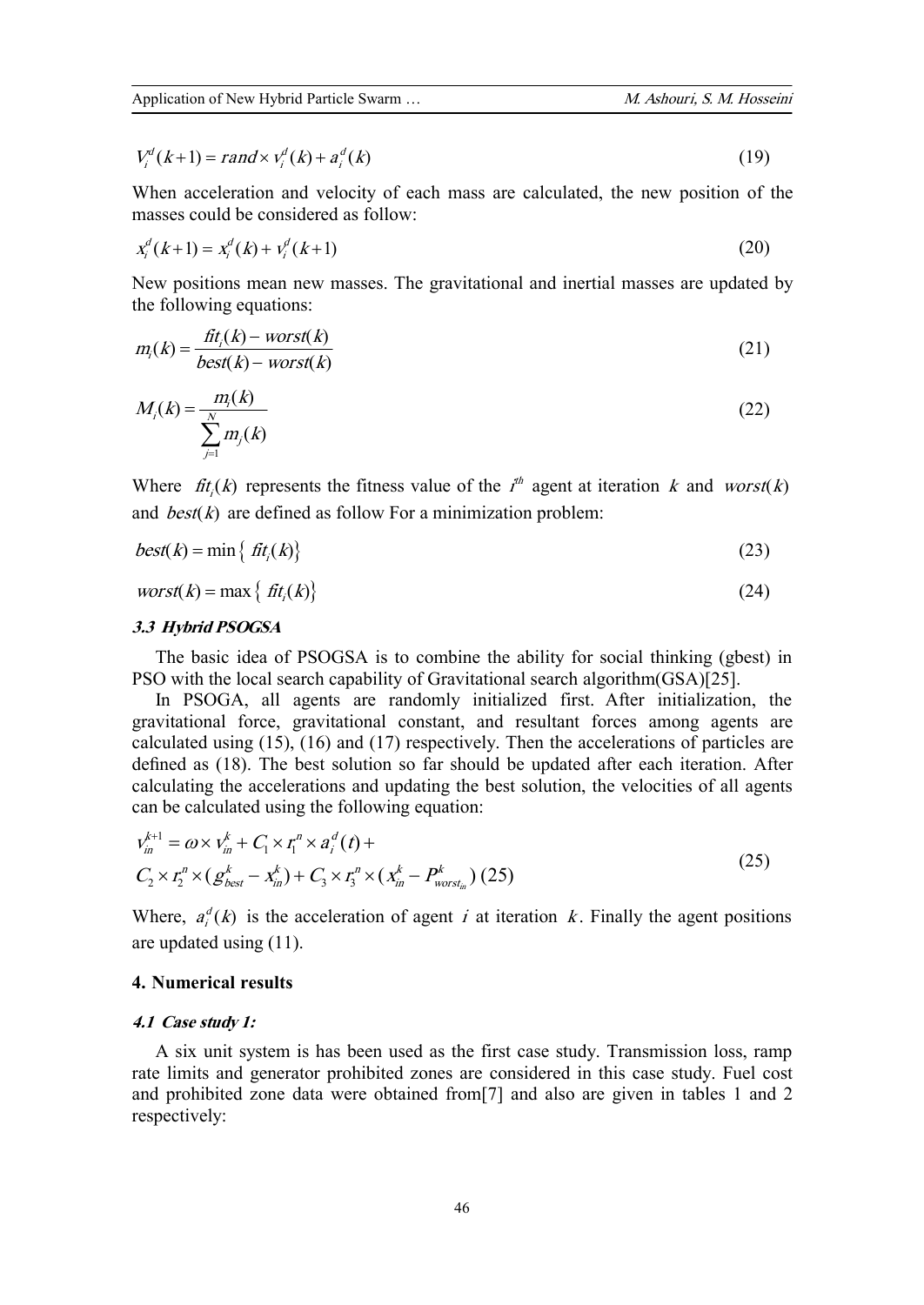$$V_i^d(k+1) = rand \times v_i^d(k) + a_i^d(k) \tag{19}$$

When acceleration and velocity of each mass are calculated, the new position of the masses could be considered as follow:

$$x_i^d(k+1) = x_i^d(k) + v_i^d(k+1) \tag{20}$$

New positions mean new masses. The gravitational and inertial masses are updated by the following equations:

$$m_i(k) = \frac{fit_i(k) - worst(k)}{best(k) - worst(k)} \tag{21}$$

$$M_i(k) = \frac{m_i(k)}{\sum_{j=1}^{N} m_j(k)} \tag{22}$$

Where $fit_i(k)$ represents the fitness value of the $i^{th}$ agent at iteration $k$ and $worst(k)$ and $best(k)$ are defined as follow For a minimization problem:

$$best(k) = \min\left\{ fit_i(k) \right\} \tag{23}$$

$$worst(k) = \max\left\{ fit_i(k) \right\} \tag{24}$$

### *3.3 Hybrid PSOGSA*

The basic idea of PSOGSA is to combine the ability for social thinking (gbest) in PSO with the local search capability of Gravitational search algorithm(GSA)[25].

In PSOGA, all agents are randomly initialized first. After initialization, the gravitational force, gravitational constant, and resultant forces among agents are calculated using (15), (16) and (17) respectively. Then the accelerations of particles are defined as (18). The best solution so far should be updated after each iteration. After calculating the accelerations and updating the best solution, the velocities of all agents can be calculated using the following equation:

$$\begin{aligned} v_{in}^{k+1} &= \omega \times v_{in}^k + C_1 \times r_1^n \times a_i^d(t) + \\ & C_2 \times r_2^n \times (g_{best}^k - x_{in}^k) + C_3 \times r_3^n \times (x_{in}^k - P_{worst_{in}}^k) \ (25) \end{aligned} \tag{25}$$

Where, $a_i^d(k)$ is the acceleration of agent $i$ at iteration $k$. Finally the agent positions are updated using (11).

## 4. Numerical results

### *4.1 Case study 1:*

A six unit system is has been used as the first case study. Transmission loss, ramp rate limits and generator prohibited zones are considered in this case study. Fuel cost and prohibited zone data were obtained from[7] and also are given in tables 1 and 2 respectively: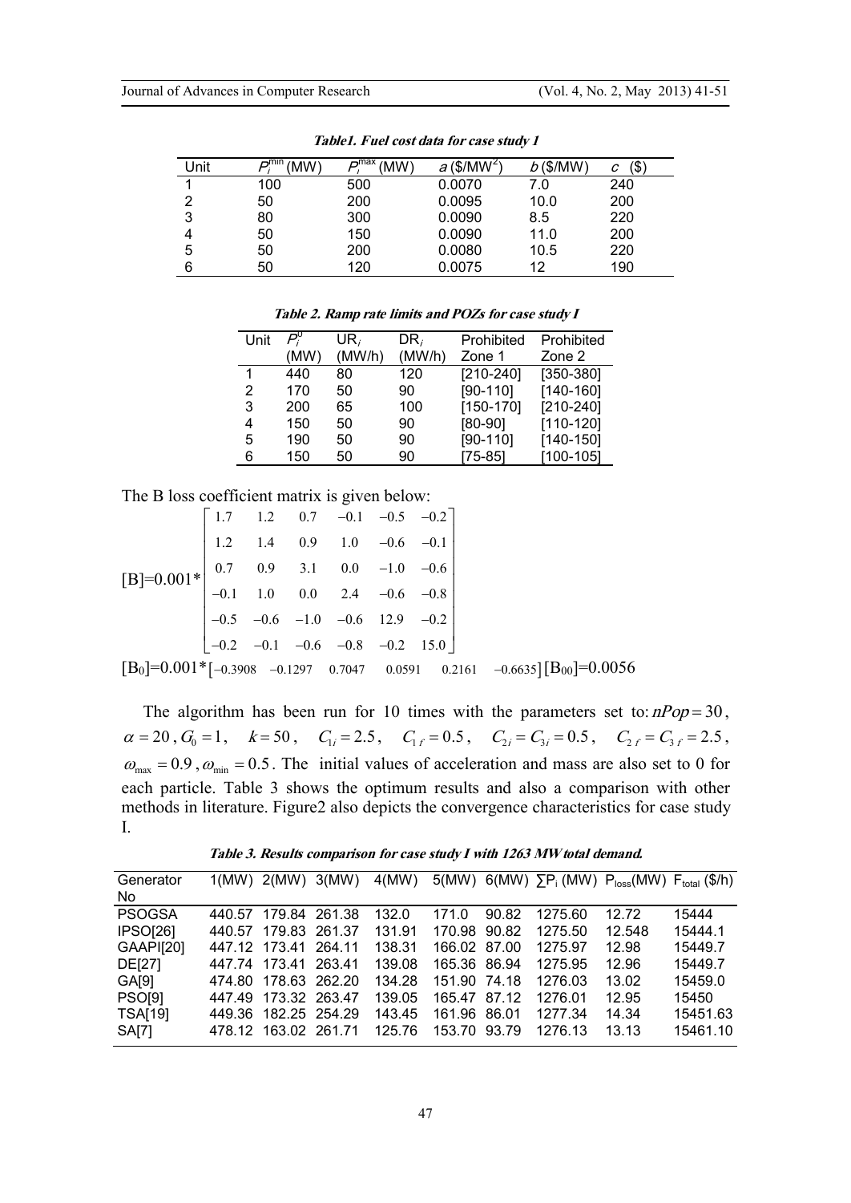**Table1. Fuel cost data for case study I**

| Unit | $P_i^{min}$ (MW) | $P_i^{max}$ (MW) | $a$ (\$/MW$^2$) | $b$ (\$/MW) | $c$ (\$) |
|---|---|---|---|---|---|
| 1 | 100 | 500 | 0.0070 | 7.0 | 240 |
| 2 | 50 | 200 | 0.0095 | 10.0 | 200 |
| 3 | 80 | 300 | 0.0090 | 8.5 | 220 |
| 4 | 50 | 150 | 0.0090 | 11.0 | 200 |
| 5 | 50 | 200 | 0.0080 | 10.5 | 220 |
| 6 | 50 | 120 | 0.0075 | 12 | 190 |

**Table 2. Ramp rate limits and POZs for case study I**

| Unit | $P_i^0$ (MW) | UR$_i$ (MW/h) | DR$_i$ (MW/h) | Prohibited Zone 1 | Prohibited Zone 2 |
|---|---|---|---|---|---|
| 1 | 440 | 80 | 120 | [210-240] | [350-380] |
| 2 | 170 | 50 | 90 | [90-110] | [140-160] |
| 3 | 200 | 65 | 100 | [150-170] | [210-240] |
| 4 | 150 | 50 | 90 | [80-90] | [110-120] |
| 5 | 190 | 50 | 90 | [90-110] | [140-150] |
| 6 | 150 | 50 | 90 | [75-85] | [100-105] |

The B loss coefficient matrix is given below:

$$[B]=0.001*\begin{bmatrix} 1.7 & 1.2 & 0.7 & -0.1 & -0.5 & -0.2 \\ 1.2 & 1.4 & 0.9 & 1.0 & -0.6 & -0.1 \\ 0.7 & 0.9 & 3.1 & 0.0 & -1.0 & -0.6 \\ -0.1 & 1.0 & 0.0 & 2.4 & -0.6 & -0.8 \\ -0.5 & -0.6 & -1.0 & -0.6 & 12.9 & -0.2 \\ -0.2 & -0.1 & -0.6 & -0.8 & -0.2 & 15.0 \end{bmatrix}$$

$$[B_0]=0.001*[-0.3908 \quad -0.1297 \quad 0.7047 \quad 0.0591 \quad 0.2161 \quad -0.6635] \quad [B_{00}]=0.0056$$

The algorithm has been run for 10 times with the parameters set to: $nPop=30$, $\alpha=20$, $G_0=1$, $k=50$, $C_{1i}=2.5$, $C_{1f}=0.5$, $C_{2i}=C_{3i}=0.5$, $C_{2f}=C_{3f}=2.5$, $\omega_{max}=0.9$, $\omega_{min}=0.5$. The initial values of acceleration and mass are also set to 0 for each particle. Table 3 shows the optimum results and also a comparison with other methods in literature. Figure2 also depicts the convergence characteristics for case study I.

**Table 3. Results comparison for case study I with 1263 MW total demand.**

| Generator No | 1(MW) | 2(MW) | 3(MW) | 4(MW) | 5(MW) | 6(MW) | $\sum P_i$ (MW) | $P_{loss}$(MW) | $F_{total}$ (\$/h) |
|---|---|---|---|---|---|---|---|---|---|
| PSOGSA | 440.57 | 179.84 | 261.38 | 132.0 | 171.0 | 90.82 | 1275.60 | 12.72 | 15444 |
| IPSO[26] | 440.57 | 179.83 | 261.37 | 131.91 | 170.98 | 90.82 | 1275.50 | 12.548 | 15444.1 |
| GAAPI[20] | 447.12 | 173.41 | 264.11 | 138.31 | 166.02 | 87.00 | 1275.97 | 12.98 | 15449.7 |
| DE[27] | 447.74 | 173.41 | 263.41 | 139.08 | 165.36 | 86.94 | 1275.95 | 12.96 | 15449.7 |
| GA[9] | 474.80 | 178.63 | 262.20 | 134.28 | 151.90 | 74.18 | 1276.03 | 13.02 | 15459.0 |
| PSO[9] | 447.49 | 173.32 | 263.47 | 139.05 | 165.47 | 87.12 | 1276.01 | 12.95 | 15450 |
| TSA[19] | 449.36 | 182.25 | 254.29 | 143.45 | 161.96 | 86.01 | 1277.34 | 14.34 | 15451.63 |
| SA[7] | 478.12 | 163.02 | 261.71 | 125.76 | 153.70 | 93.79 | 1276.13 | 13.13 | 15461.10 |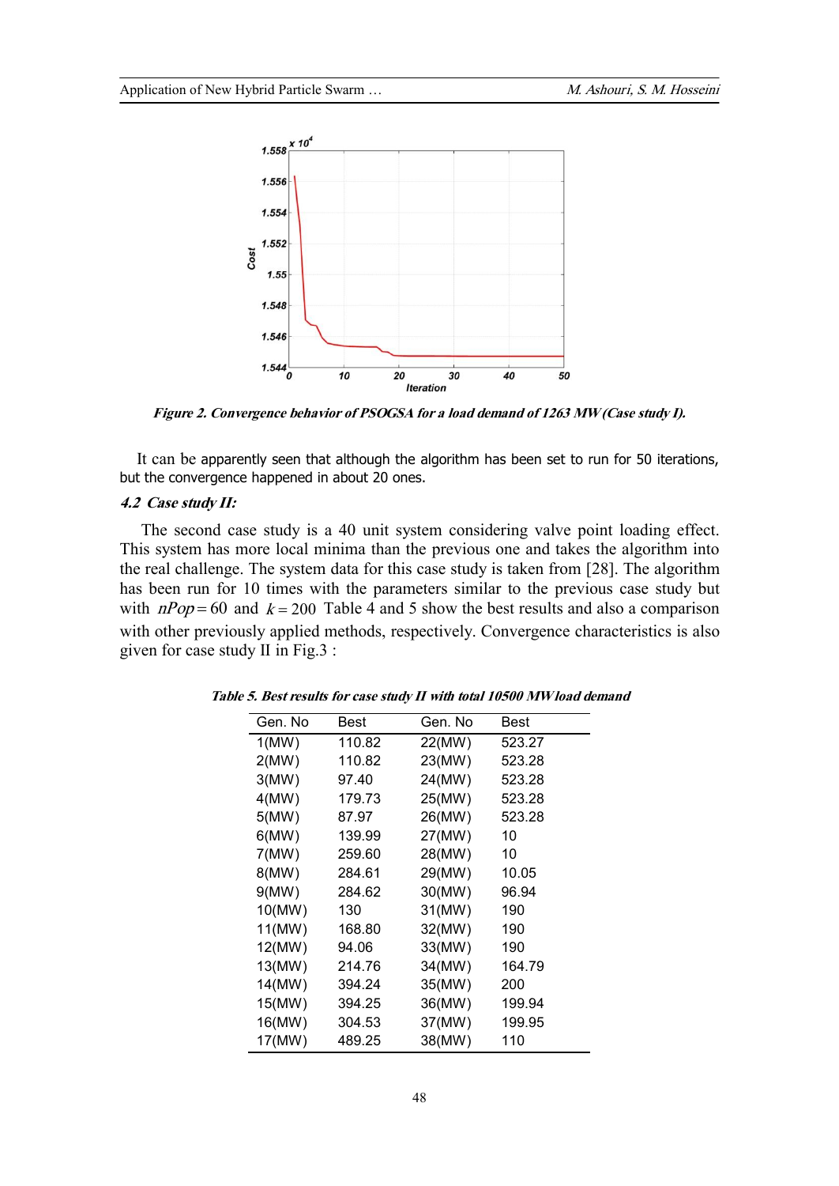*Figure 2. Convergence behavior of PSOGSA for a load demand of 1263 MW (Case study I).*

It can be apparently seen that although the algorithm has been set to run for 50 iterations, but the convergence happened in about 20 ones.

### *4.2 Case study II:*

The second case study is a 40 unit system considering valve point loading effect. This system has more local minima than the previous one and takes the algorithm into the real challenge. The system data for this case study is taken from [28]. The algorithm has been run for 10 times with the parameters similar to the previous case study but with $nPop = 60$ and $k = 200$ Table 4 and 5 show the best results and also a comparison with other previously applied methods, respectively. Convergence characteristics is also given for case study II in Fig.3 :

*Table 5. Best results for case study II with total 10500 MW load demand*

| Gen. No | Best | Gen. No | Best |
|---|---|---|---|
| 1(MW) | 110.82 | 22(MW) | 523.27 |
| 2(MW) | 110.82 | 23(MW) | 523.28 |
| 3(MW) | 97.40 | 24(MW) | 523.28 |
| 4(MW) | 179.73 | 25(MW) | 523.28 |
| 5(MW) | 87.97 | 26(MW) | 523.28 |
| 6(MW) | 139.99 | 27(MW) | 10 |
| 7(MW) | 259.60 | 28(MW) | 10 |
| 8(MW) | 284.61 | 29(MW) | 10.05 |
| 9(MW) | 284.62 | 30(MW) | 96.94 |
| 10(MW) | 130 | 31(MW) | 190 |
| 11(MW) | 168.80 | 32(MW) | 190 |
| 12(MW) | 94.06 | 33(MW) | 190 |
| 13(MW) | 214.76 | 34(MW) | 164.79 |
| 14(MW) | 394.24 | 35(MW) | 200 |
| 15(MW) | 394.25 | 36(MW) | 199.94 |
| 16(MW) | 304.53 | 37(MW) | 199.95 |
| 17(MW) | 489.25 | 38(MW) | 110 |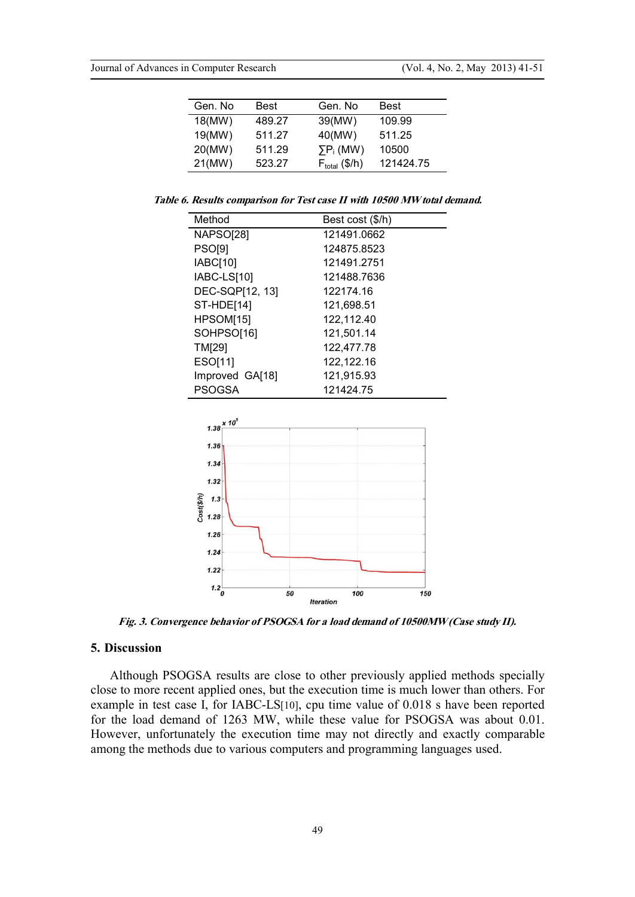| Gen. No | Best | Gen. No | Best |
|---|---|---|---|
| 18(MW) | 489.27 | 39(MW) | 109.99 |
| 19(MW) | 511.27 | 40(MW) | 511.25 |
| 20(MW) | 511.29 | $\sum P_i$ (MW) | 10500 |
| 21(MW) | 523.27 | $F_{total}$ (\$/h) | 121424.75 |

***Table 6. Results comparison for Test case II with 10500 MW total demand.***

| Method | Best cost ($/h) |
|---|---|
| NAPSO[28] | 121491.0662 |
| PSO[9] | 124875.8523 |
| IABC[10] | 121491.2751 |
| IABC-LS[10] | 121488.7636 |
| DEC-SQP[12, 13] | 122174.16 |
| ST-HDE[14] | 121,698.51 |
| HPSOM[15] | 122,112.40 |
| SOHPSO[16] | 121,501.14 |
| TM[29] | 122,477.78 |
| ESO[11] | 122,122.16 |
| Improved GA[18] | 121,915.93 |
| PSOGSA | 121424.75 |

***Fig. 3. Convergence behavior of PSOGSA for a load demand of 10500MW (Case study II).***

## 5. Discussion

Although PSOGSA results are close to other previously applied methods specially close to more recent applied ones, but the execution time is much lower than others. For example in test case I, for IABC-LS[10], cpu time value of 0.018 s have been reported for the load demand of 1263 MW, while these value for PSOGSA was about 0.01. However, unfortunately the execution time may not directly and exactly comparable among the methods due to various computers and programming languages used.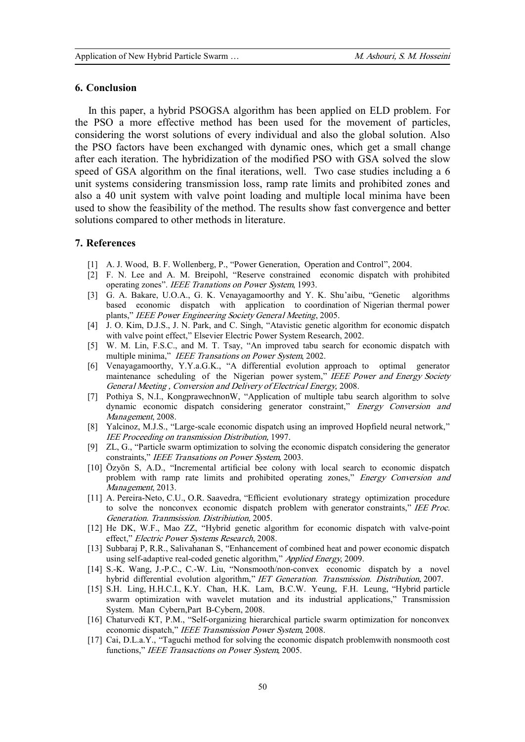## 6. Conclusion

In this paper, a hybrid PSOGSA algorithm has been applied on ELD problem. For the PSO a more effective method has been used for the movement of particles, considering the worst solutions of every individual and also the global solution. Also the PSO factors have been exchanged with dynamic ones, which get a small change after each iteration. The hybridization of the modified PSO with GSA solved the slow speed of GSA algorithm on the final iterations, well. Two case studies including a 6 unit systems considering transmission loss, ramp rate limits and prohibited zones and also a 40 unit system with valve point loading and multiple local minima have been used to show the feasibility of the method. The results show fast convergence and better solutions compared to other methods in literature.

## 7. References

[1] A. J. Wood, B. F. Wollenberg, P., "Power Generation, Operation and Control", 2004.

[2] F. N. Lee and A. M. Breipohl, "Reserve constrained economic dispatch with prohibited operating zones". *IEEE Tranations on Power System*, 1993.

[3] G. A. Bakare, U.O.A., G. K. Venayagamoorthy and Y. K. Shu'aibu, "Genetic algorithms based economic dispatch with application to coordination of Nigerian thermal power plants," *IEEE Power Engineering Society General Meeting*, 2005.

[4] J. O. Kim, D.J.S., J. N. Park, and C. Singh, "Atavistic genetic algorithm for economic dispatch with valve point effect," Elsevier Electric Power System Research, 2002.

[5] W. M. Lin, F.S.C., and M. T. Tsay, "An improved tabu search for economic dispatch with multiple minima," *IEEE Transations on Power System*, 2002.

[6] Venayagamoorthy, Y.Y.a.G.K., "A differential evolution approach to optimal generator maintenance scheduling of the Nigerian power system," *IEEE Power and Energy Society General Meeting , Conversion and Delivery of Electrical Energy,* 2008.

[7] Pothiya S, N.I., KongprawechnonW, "Application of multiple tabu search algorithm to solve dynamic economic dispatch considering generator constraint," *Energy Conversion and Management*, 2008.

[8] Yalcinoz, M.J.S., "Large-scale economic dispatch using an improved Hopfield neural network," *IEE Proceeding on transmission Distribution,* 1997.

[9] ZL, G., "Particle swarm optimization to solving the economic dispatch considering the generator constraints," *IEEE Transations on Power System,* 2003.

[10] Özyön S, A.D., "Incremental artificial bee colony with local search to economic dispatch problem with ramp rate limits and prohibited operating zones," *Energy Conversion and Management*, 2013.

[11] A. Pereira-Neto, C.U., O.R. Saavedra, "Efficient evolutionary strategy optimization procedure to solve the nonconvex economic dispatch problem with generator constraints," *IEE Proc. Generation. Tranmsission. Distribiution,* 2005.

[12] He DK, W.F., Mao ZZ, "Hybrid genetic algorithm for economic dispatch with valve-point effect," *Electric Power Systems Research*, 2008.

[13] Subbaraj P, R.R., Salivahanan S, "Enhancement of combined heat and power economic dispatch using self-adaptive real-coded genetic algorithm," *Applied Energy*, 2009.

[14] S.-K. Wang, J.-P.C., C.-W. Liu, "Nonsmooth/non-convex economic dispatch by a novel hybrid differential evolution algorithm," *IET Generation. Transmission. Distribution,* 2007.

[15] S.H. Ling, H.H.C.I., K.Y. Chan, H.K. Lam, B.C.W. Yeung, F.H. Leung, "Hybrid particle swarm optimization with wavelet mutation and its industrial applications," Transmission System. Man Cybern,Part B-Cybern, 2008.

[16] Chaturvedi KT, P.M., "Self-organizing hierarchical particle swarm optimization for nonconvex economic dispatch," *IEEE Transmission Power System*, 2008.

[17] Cai, D.L.a.Y., "Taguchi method for solving the economic dispatch problemwith nonsmooth cost functions," *IEEE Transactions on Power System,* 2005.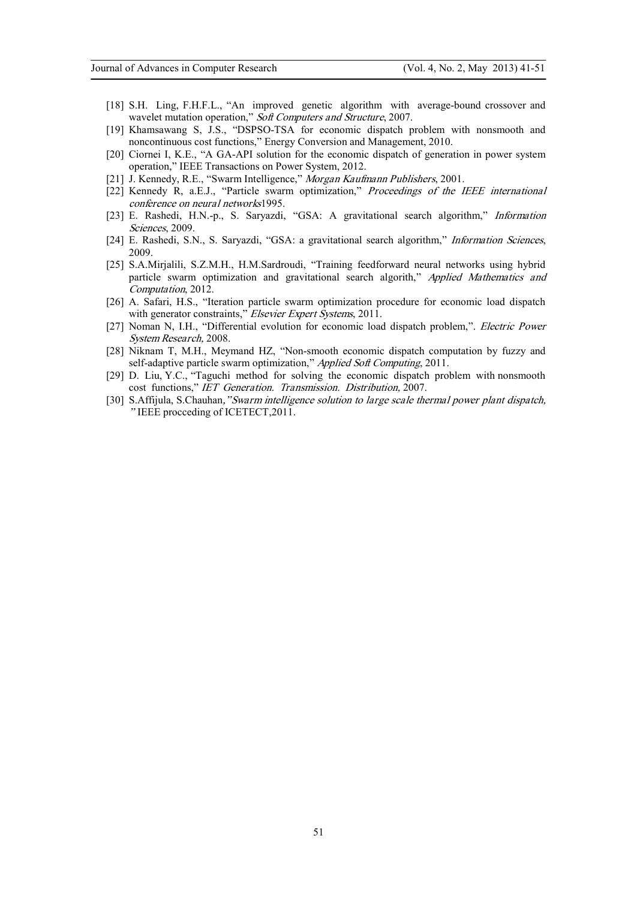[18] S.H. Ling, F.H.F.L., "An improved genetic algorithm with average-bound crossover and wavelet mutation operation," *Soft Computers and Structure*, 2007.

[19] Khamsawang S, J.S., "DSPSO-TSA for economic dispatch problem with nonsmooth and noncontinuous cost functions," Energy Conversion and Management, 2010.

[20] Ciornei I, K.E., "A GA-API solution for the economic dispatch of generation in power system operation," IEEE Transactions on Power System, 2012.

[21] J. Kennedy, R.E., "Swarm Intelligence," *Morgan Kaufmann Publishers*, 2001.

[22] Kennedy R, a.E.J., "Particle swarm optimization," *Proceedings of the IEEE international conference on neural networks*1995.

[23] E. Rashedi, H.N.-p., S. Saryazdi, "GSA: A gravitational search algorithm," *Information Sciences*, 2009.

[24] E. Rashedi, S.N., S. Saryazdi, "GSA: a gravitational search algorithm," *Information Sciences*, 2009.

[25] S.A.Mirjalili, S.Z.M.H., H.M.Sardroudi, "Training feedforward neural networks using hybrid particle swarm optimization and gravitational search algorith," *Applied Mathematics and Computation*, 2012.

[26] A. Safari, H.S., "Iteration particle swarm optimization procedure for economic load dispatch with generator constraints," *Elsevier Expert Systems*, 2011.

[27] Noman N, I.H., "Differential evolution for economic load dispatch problem,". *Electric Power System Research,* 2008.

[28] Niknam T, M.H., Meymand HZ, "Non-smooth economic dispatch computation by fuzzy and self-adaptive particle swarm optimization," *Applied Soft Computing*, 2011.

[29] D. Liu, Y.C., "Taguchi method for solving the economic dispatch problem with nonsmooth cost functions," *IET Generation. Transmission. Distribution,* 2007.

[30] S.Affijula, S.Chauhan*,"Swarm intelligence solution to large scale thermal power plant dispatch, "* IEEE procceding of ICETECT,2011.